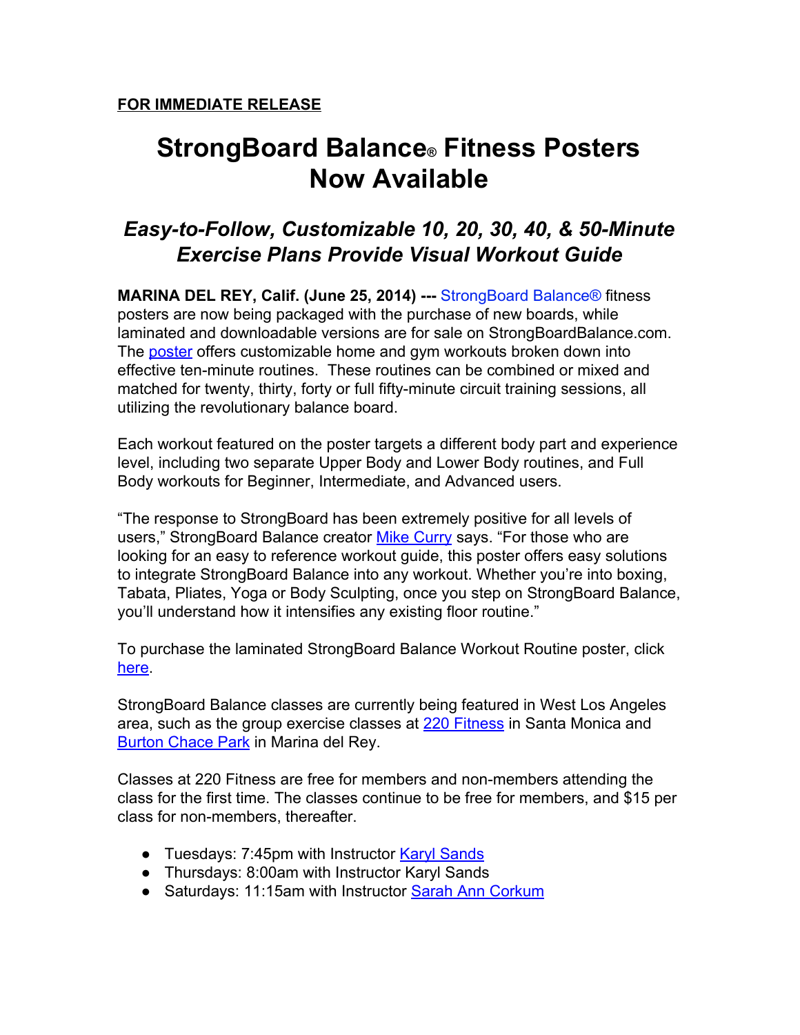**FOR IMMEDIATE RELEASE**

# StrongBoard Balance® Fitness Posters Now Available

## *Easy-to-Follow, Customizable 10, 20, 30, 40, & 50-Minute Exercise Plans Provide Visual Workout Guide*

**MARINA DEL REY, Calif. (June 25, 2014) ---** StrongBoard Balance® fitness posters are now being packaged with the purchase of new boards, while laminated and downloadable versions are for sale on StrongBoardBalance.com. The poster offers customizable home and gym workouts broken down into effective ten-minute routines. These routines can be combined or mixed and matched for twenty, thirty, forty or full fifty-minute circuit training sessions, all utilizing the revolutionary balance board.

Each workout featured on the poster targets a different body part and experience level, including two separate Upper Body and Lower Body routines, and Full Body workouts for Beginner, Intermediate, and Advanced users.

"The response to StrongBoard has been extremely positive for all levels of users," StrongBoard Balance creator Mike Curry says. "For those who are looking for an easy to reference workout guide, this poster offers easy solutions to integrate StrongBoard Balance into any workout. Whether you're into boxing, Tabata, Pliates, Yoga or Body Sculpting, once you step on StrongBoard Balance, you'll understand how it intensifies any existing floor routine."

To purchase the laminated StrongBoard Balance Workout Routine poster, click here.

StrongBoard Balance classes are currently being featured in West Los Angeles area, such as the group exercise classes at 220 Fitness in Santa Monica and Burton Chace Park in Marina del Rey.

Classes at 220 Fitness are free for members and non-members attending the class for the first time. The classes continue to be free for members, and $15 per class for non-members, thereafter.

- Tuesdays: 7:45pm with Instructor Karyl Sands
- Thursdays: 8:00am with Instructor Karyl Sands
- Saturdays: 11:15am with Instructor Sarah Ann Corkum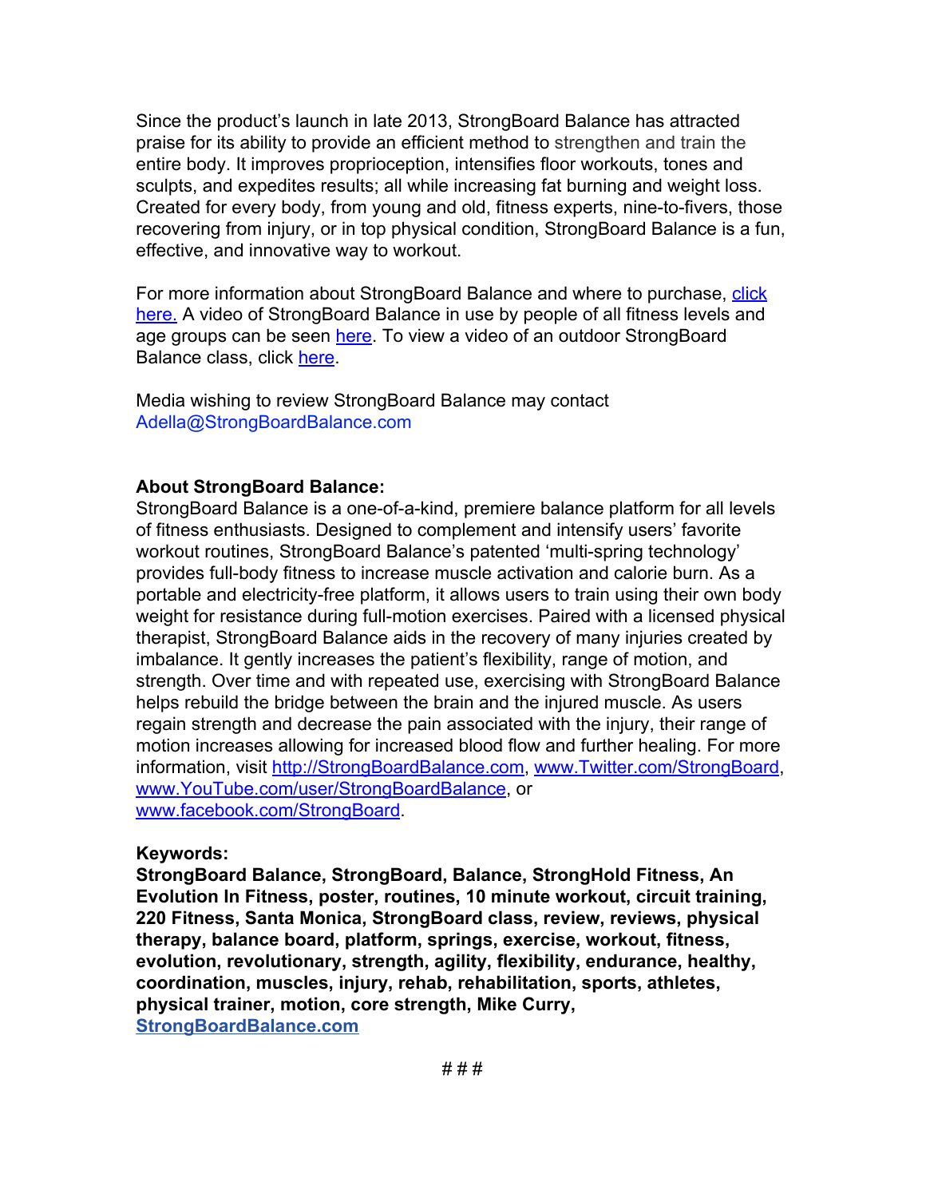Since the product's launch in late 2013, StrongBoard Balance has attracted praise for its ability to provide an efficient method to strengthen and train the entire body. It improves proprioception, intensifies floor workouts, tones and sculpts, and expedites results; all while increasing fat burning and weight loss. Created for every body, from young and old, fitness experts, nine-to-fivers, those recovering from injury, or in top physical condition, StrongBoard Balance is a fun, effective, and innovative way to workout.

For more information about StrongBoard Balance and where to purchase, click here. A video of StrongBoard Balance in use by people of all fitness levels and age groups can be seen here. To view a video of an outdoor StrongBoard Balance class, click here.

Media wishing to review StrongBoard Balance may contact Adella@StrongBoardBalance.com

**About StrongBoard Balance:**
StrongBoard Balance is a one-of-a-kind, premiere balance platform for all levels of fitness enthusiasts. Designed to complement and intensify users' favorite workout routines, StrongBoard Balance's patented 'multi-spring technology' provides full-body fitness to increase muscle activation and calorie burn. As a portable and electricity-free platform, it allows users to train using their own body weight for resistance during full-motion exercises. Paired with a licensed physical therapist, StrongBoard Balance aids in the recovery of many injuries created by imbalance. It gently increases the patient's flexibility, range of motion, and strength. Over time and with repeated use, exercising with StrongBoard Balance helps rebuild the bridge between the brain and the injured muscle. As users regain strength and decrease the pain associated with the injury, their range of motion increases allowing for increased blood flow and further healing. For more information, visit http://StrongBoardBalance.com, www.Twitter.com/StrongBoard, www.YouTube.com/user/StrongBoardBalance, or www.facebook.com/StrongBoard.

**Keywords:**
**StrongBoard Balance, StrongBoard, Balance, StrongHold Fitness, An Evolution In Fitness, poster, routines, 10 minute workout, circuit training, 220 Fitness, Santa Monica, StrongBoard class, review, reviews, physical therapy, balance board, platform, springs, exercise, workout, fitness, evolution, revolutionary, strength, agility, flexibility, endurance, healthy, coordination, muscles, injury, rehab, rehabilitation, sports, athletes, physical trainer, motion, core strength, Mike Curry, StrongBoardBalance.com**

# # #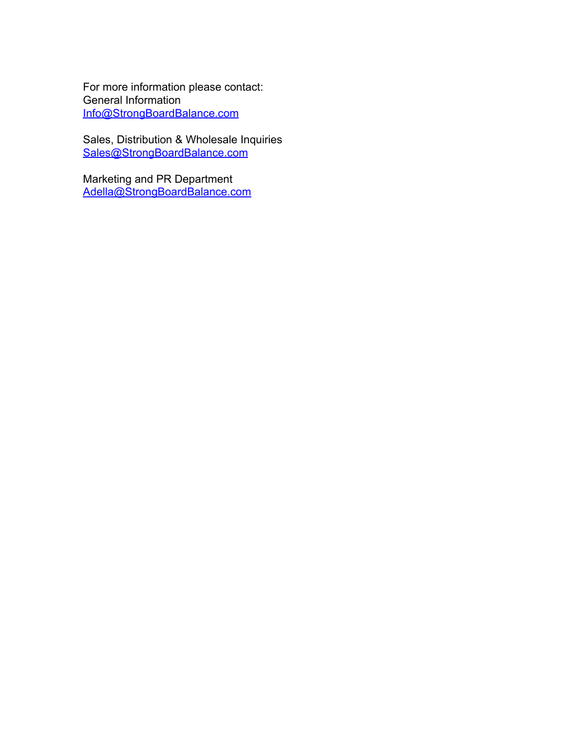For more information please contact:
General Information
Info@StrongBoardBalance.com

Sales, Distribution & Wholesale Inquiries
Sales@StrongBoardBalance.com

Marketing and PR Department
Adella@StrongBoardBalance.com